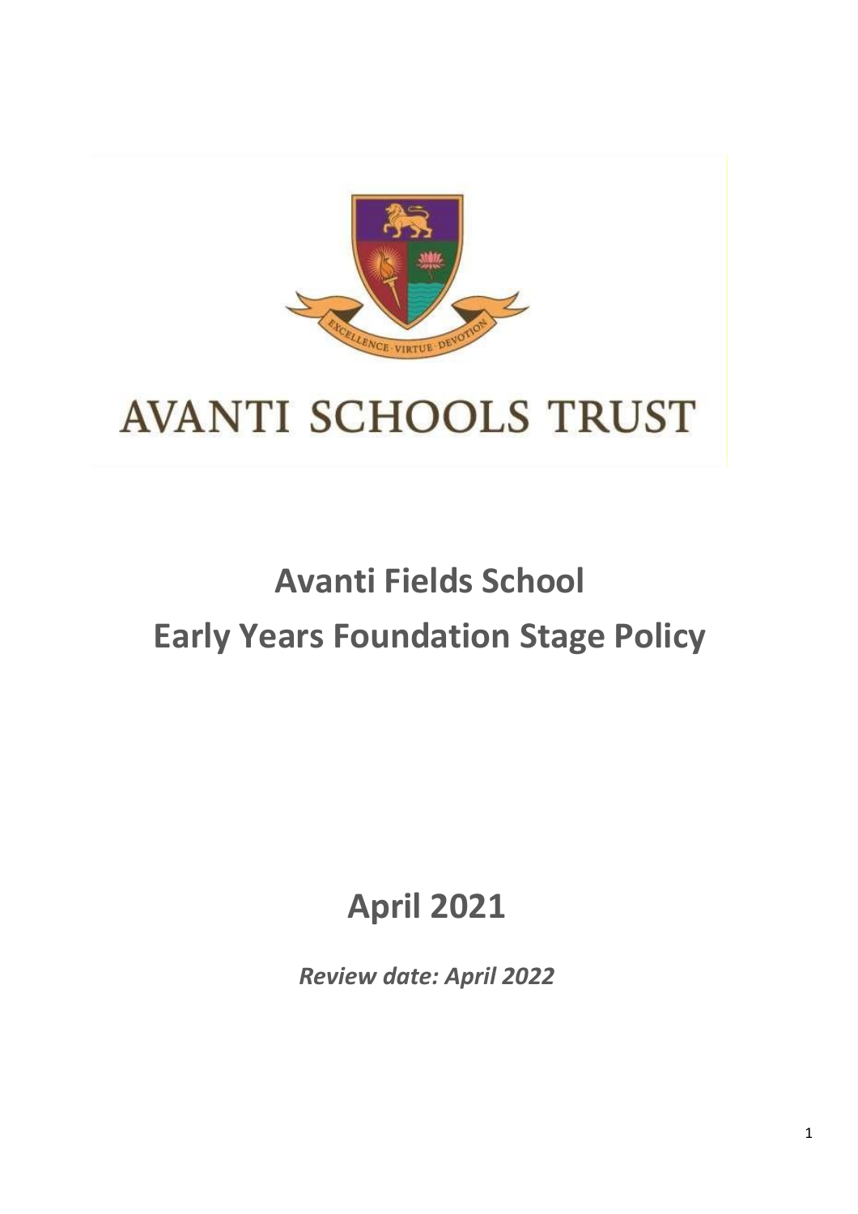AVANTI SCHOOLS TRUST

# Avanti Fields School
# Early Years Foundation Stage Policy

## April 2021

*Review date: April 2022*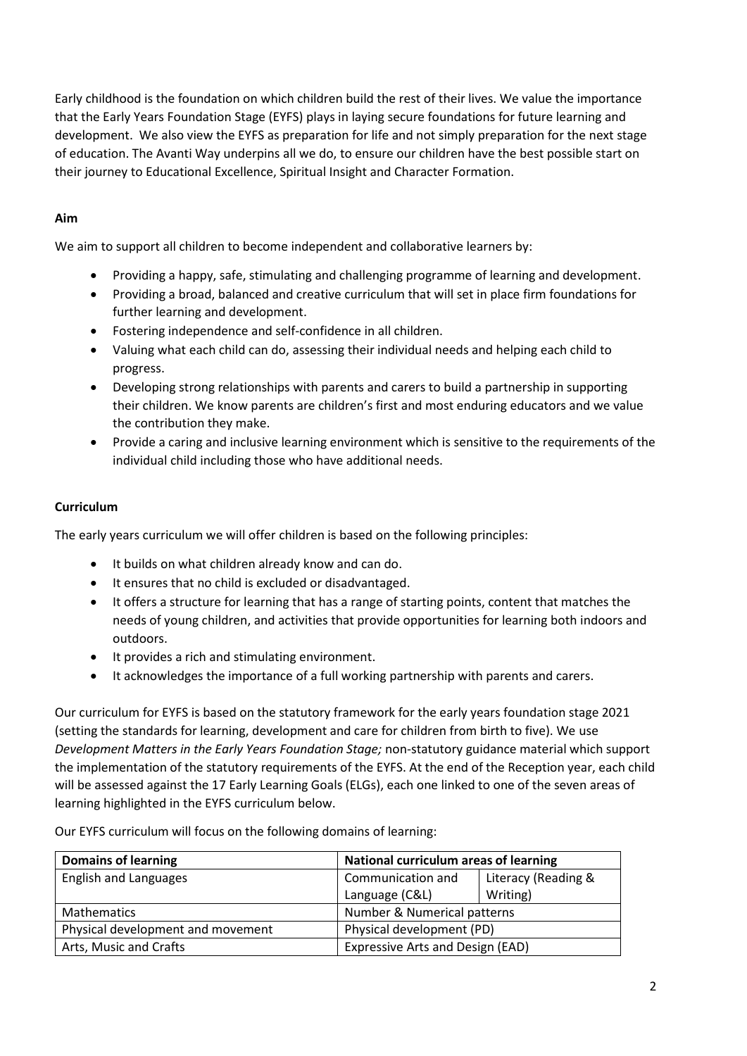Early childhood is the foundation on which children build the rest of their lives. We value the importance that the Early Years Foundation Stage (EYFS) plays in laying secure foundations for future learning and development. We also view the EYFS as preparation for life and not simply preparation for the next stage of education. The Avanti Way underpins all we do, to ensure our children have the best possible start on their journey to Educational Excellence, Spiritual Insight and Character Formation.

**Aim**

We aim to support all children to become independent and collaborative learners by:

- Providing a happy, safe, stimulating and challenging programme of learning and development.
- Providing a broad, balanced and creative curriculum that will set in place firm foundations for further learning and development.
- Fostering independence and self-confidence in all children.
- Valuing what each child can do, assessing their individual needs and helping each child to progress.
- Developing strong relationships with parents and carers to build a partnership in supporting their children. We know parents are children's first and most enduring educators and we value the contribution they make.
- Provide a caring and inclusive learning environment which is sensitive to the requirements of the individual child including those who have additional needs.

**Curriculum**

The early years curriculum we will offer children is based on the following principles:

- It builds on what children already know and can do.
- It ensures that no child is excluded or disadvantaged.
- It offers a structure for learning that has a range of starting points, content that matches the needs of young children, and activities that provide opportunities for learning both indoors and outdoors.
- It provides a rich and stimulating environment.
- It acknowledges the importance of a full working partnership with parents and carers.

Our curriculum for EYFS is based on the statutory framework for the early years foundation stage 2021 (setting the standards for learning, development and care for children from birth to five). We use *Development Matters in the Early Years Foundation Stage;* non-statutory guidance material which support the implementation of the statutory requirements of the EYFS. At the end of the Reception year, each child will be assessed against the 17 Early Learning Goals (ELGs), each one linked to one of the seven areas of learning highlighted in the EYFS curriculum below.

Our EYFS curriculum will focus on the following domains of learning:

| **Domains of learning** | **National curriculum areas of learning** | |
|---|---|---|
| English and Languages | Communication and Language (C&L) | Literacy (Reading & Writing) |
| Mathematics | Number & Numerical patterns | |
| Physical development and movement | Physical development (PD) | |
| Arts, Music and Crafts | Expressive Arts and Design (EAD) | |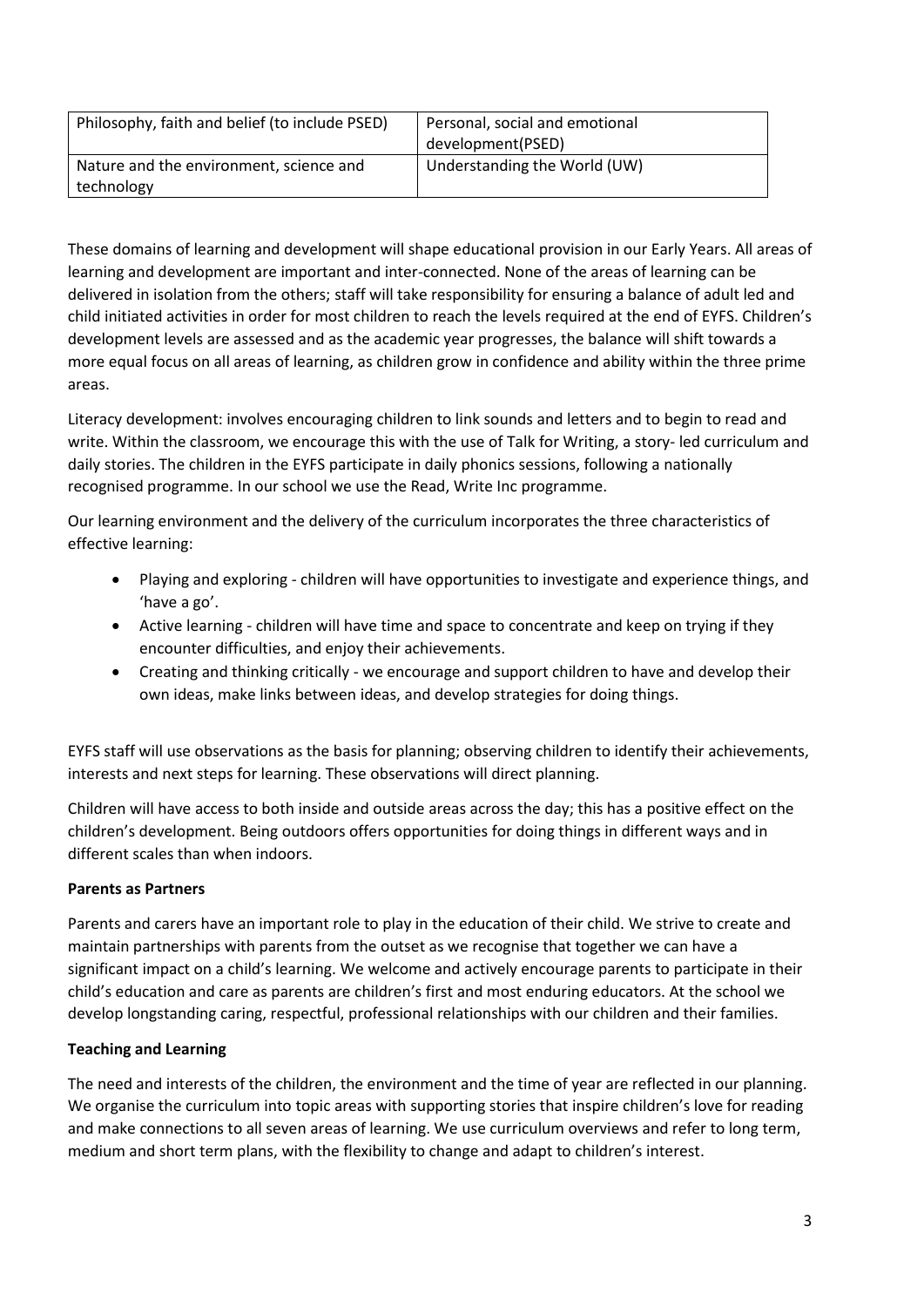| Philosophy, faith and belief (to include PSED) | Personal, social and emotional development(PSED) |
|---|---|
| Nature and the environment, science and technology | Understanding the World (UW) |

These domains of learning and development will shape educational provision in our Early Years. All areas of learning and development are important and inter-connected. None of the areas of learning can be delivered in isolation from the others; staff will take responsibility for ensuring a balance of adult led and child initiated activities in order for most children to reach the levels required at the end of EYFS. Children's development levels are assessed and as the academic year progresses, the balance will shift towards a more equal focus on all areas of learning, as children grow in confidence and ability within the three prime areas.

Literacy development: involves encouraging children to link sounds and letters and to begin to read and write. Within the classroom, we encourage this with the use of Talk for Writing, a story- led curriculum and daily stories. The children in the EYFS participate in daily phonics sessions, following a nationally recognised programme. In our school we use the Read, Write Inc programme.

Our learning environment and the delivery of the curriculum incorporates the three characteristics of effective learning:

- Playing and exploring - children will have opportunities to investigate and experience things, and 'have a go'.
- Active learning - children will have time and space to concentrate and keep on trying if they encounter difficulties, and enjoy their achievements.
- Creating and thinking critically - we encourage and support children to have and develop their own ideas, make links between ideas, and develop strategies for doing things.

EYFS staff will use observations as the basis for planning; observing children to identify their achievements, interests and next steps for learning. These observations will direct planning.

Children will have access to both inside and outside areas across the day; this has a positive effect on the children's development. Being outdoors offers opportunities for doing things in different ways and in different scales than when indoors.

**Parents as Partners**

Parents and carers have an important role to play in the education of their child. We strive to create and maintain partnerships with parents from the outset as we recognise that together we can have a significant impact on a child's learning. We welcome and actively encourage parents to participate in their child's education and care as parents are children's first and most enduring educators. At the school we develop longstanding caring, respectful, professional relationships with our children and their families.

**Teaching and Learning**

The need and interests of the children, the environment and the time of year are reflected in our planning. We organise the curriculum into topic areas with supporting stories that inspire children's love for reading and make connections to all seven areas of learning. We use curriculum overviews and refer to long term, medium and short term plans, with the flexibility to change and adapt to children's interest.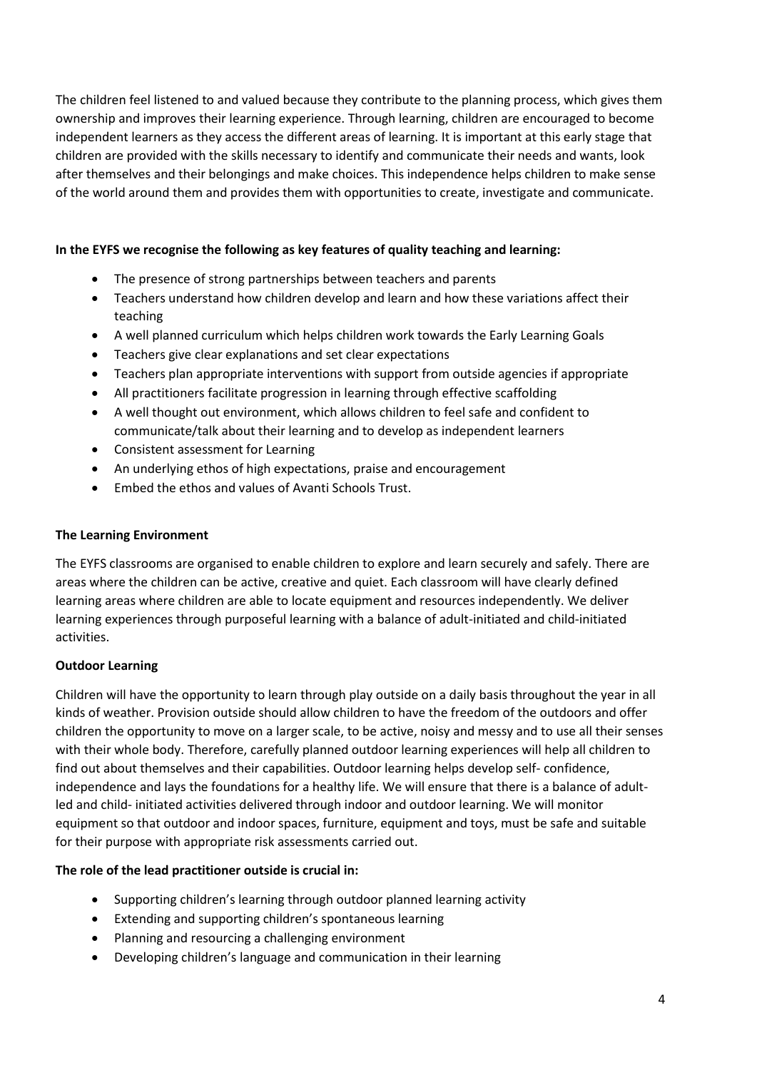The children feel listened to and valued because they contribute to the planning process, which gives them ownership and improves their learning experience. Through learning, children are encouraged to become independent learners as they access the different areas of learning. It is important at this early stage that children are provided with the skills necessary to identify and communicate their needs and wants, look after themselves and their belongings and make choices. This independence helps children to make sense of the world around them and provides them with opportunities to create, investigate and communicate.

**In the EYFS we recognise the following as key features of quality teaching and learning:**

- The presence of strong partnerships between teachers and parents
- Teachers understand how children develop and learn and how these variations affect their teaching
- A well planned curriculum which helps children work towards the Early Learning Goals
- Teachers give clear explanations and set clear expectations
- Teachers plan appropriate interventions with support from outside agencies if appropriate
- All practitioners facilitate progression in learning through effective scaffolding
- A well thought out environment, which allows children to feel safe and confident to communicate/talk about their learning and to develop as independent learners
- Consistent assessment for Learning
- An underlying ethos of high expectations, praise and encouragement
- Embed the ethos and values of Avanti Schools Trust.

**The Learning Environment**

The EYFS classrooms are organised to enable children to explore and learn securely and safely. There are areas where the children can be active, creative and quiet. Each classroom will have clearly defined learning areas where children are able to locate equipment and resources independently. We deliver learning experiences through purposeful learning with a balance of adult-initiated and child-initiated activities.

**Outdoor Learning**

Children will have the opportunity to learn through play outside on a daily basis throughout the year in all kinds of weather. Provision outside should allow children to have the freedom of the outdoors and offer children the opportunity to move on a larger scale, to be active, noisy and messy and to use all their senses with their whole body. Therefore, carefully planned outdoor learning experiences will help all children to find out about themselves and their capabilities. Outdoor learning helps develop self- confidence, independence and lays the foundations for a healthy life. We will ensure that there is a balance of adult-led and child- initiated activities delivered through indoor and outdoor learning. We will monitor equipment so that outdoor and indoor spaces, furniture, equipment and toys, must be safe and suitable for their purpose with appropriate risk assessments carried out.

**The role of the lead practitioner outside is crucial in:**

- Supporting children's learning through outdoor planned learning activity
- Extending and supporting children's spontaneous learning
- Planning and resourcing a challenging environment
- Developing children's language and communication in their learning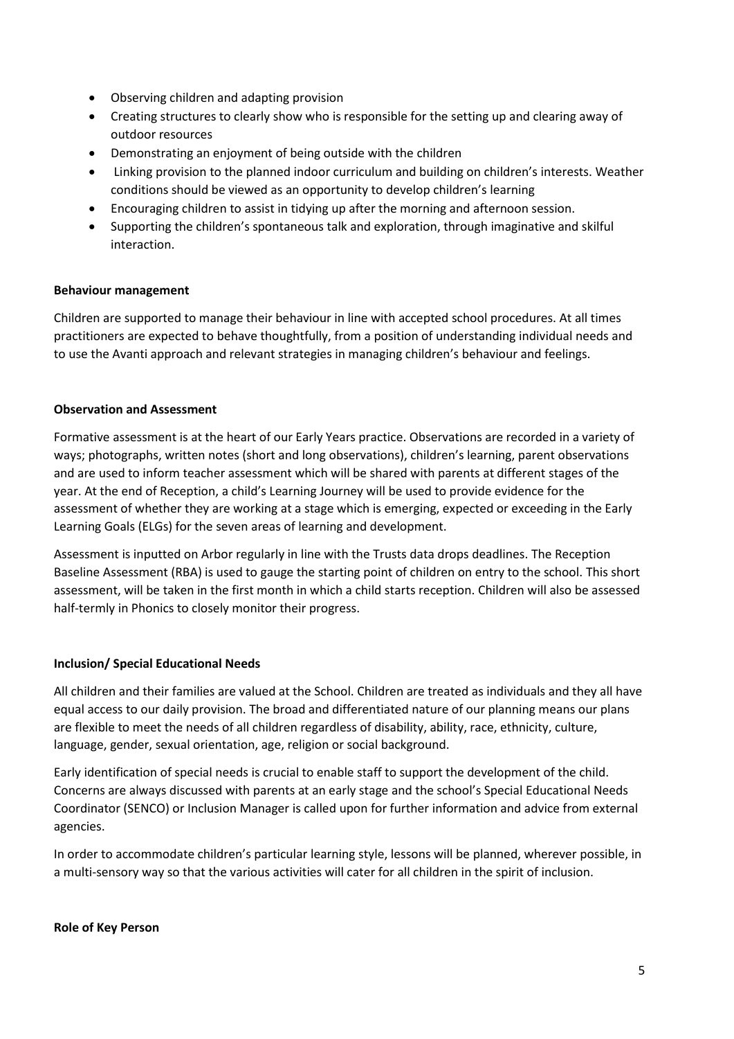- Observing children and adapting provision
- Creating structures to clearly show who is responsible for the setting up and clearing away of outdoor resources
- Demonstrating an enjoyment of being outside with the children
- Linking provision to the planned indoor curriculum and building on children's interests. Weather conditions should be viewed as an opportunity to develop children's learning
- Encouraging children to assist in tidying up after the morning and afternoon session.
- Supporting the children's spontaneous talk and exploration, through imaginative and skilful interaction.

**Behaviour management**

Children are supported to manage their behaviour in line with accepted school procedures. At all times practitioners are expected to behave thoughtfully, from a position of understanding individual needs and to use the Avanti approach and relevant strategies in managing children's behaviour and feelings.

**Observation and Assessment**

Formative assessment is at the heart of our Early Years practice. Observations are recorded in a variety of ways; photographs, written notes (short and long observations), children's learning, parent observations and are used to inform teacher assessment which will be shared with parents at different stages of the year. At the end of Reception, a child's Learning Journey will be used to provide evidence for the assessment of whether they are working at a stage which is emerging, expected or exceeding in the Early Learning Goals (ELGs) for the seven areas of learning and development.

Assessment is inputted on Arbor regularly in line with the Trusts data drops deadlines. The Reception Baseline Assessment (RBA) is used to gauge the starting point of children on entry to the school. This short assessment, will be taken in the first month in which a child starts reception. Children will also be assessed half-termly in Phonics to closely monitor their progress.

**Inclusion/ Special Educational Needs**

All children and their families are valued at the School. Children are treated as individuals and they all have equal access to our daily provision. The broad and differentiated nature of our planning means our plans are flexible to meet the needs of all children regardless of disability, ability, race, ethnicity, culture, language, gender, sexual orientation, age, religion or social background.

Early identification of special needs is crucial to enable staff to support the development of the child. Concerns are always discussed with parents at an early stage and the school's Special Educational Needs Coordinator (SENCO) or Inclusion Manager is called upon for further information and advice from external agencies.

In order to accommodate children's particular learning style, lessons will be planned, wherever possible, in a multi-sensory way so that the various activities will cater for all children in the spirit of inclusion.

**Role of Key Person**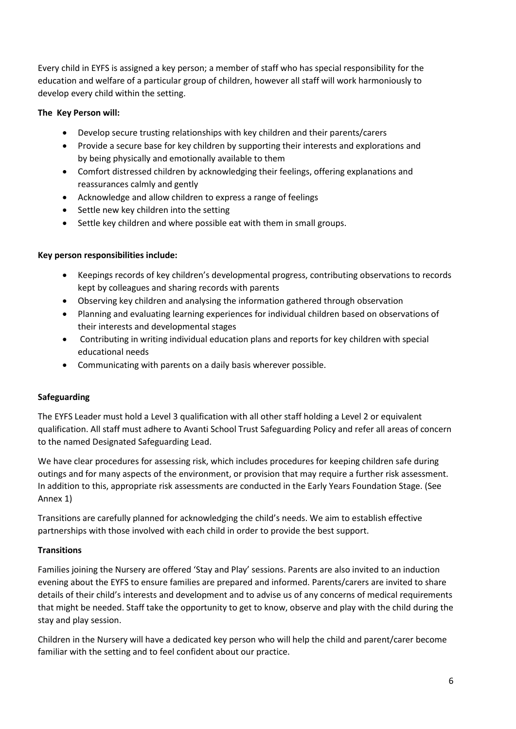Every child in EYFS is assigned a key person; a member of staff who has special responsibility for the education and welfare of a particular group of children, however all staff will work harmoniously to develop every child within the setting.

**The Key Person will:**

- Develop secure trusting relationships with key children and their parents/carers
- Provide a secure base for key children by supporting their interests and explorations and by being physically and emotionally available to them
- Comfort distressed children by acknowledging their feelings, offering explanations and reassurances calmly and gently
- Acknowledge and allow children to express a range of feelings
- Settle new key children into the setting
- Settle key children and where possible eat with them in small groups.

**Key person responsibilities include:**

- Keepings records of key children's developmental progress, contributing observations to records kept by colleagues and sharing records with parents
- Observing key children and analysing the information gathered through observation
- Planning and evaluating learning experiences for individual children based on observations of their interests and developmental stages
- Contributing in writing individual education plans and reports for key children with special educational needs
- Communicating with parents on a daily basis wherever possible.

**Safeguarding**

The EYFS Leader must hold a Level 3 qualification with all other staff holding a Level 2 or equivalent qualification. All staff must adhere to Avanti School Trust Safeguarding Policy and refer all areas of concern to the named Designated Safeguarding Lead.

We have clear procedures for assessing risk, which includes procedures for keeping children safe during outings and for many aspects of the environment, or provision that may require a further risk assessment. In addition to this, appropriate risk assessments are conducted in the Early Years Foundation Stage. (See Annex 1)

Transitions are carefully planned for acknowledging the child's needs. We aim to establish effective partnerships with those involved with each child in order to provide the best support.

**Transitions**

Families joining the Nursery are offered 'Stay and Play' sessions. Parents are also invited to an induction evening about the EYFS to ensure families are prepared and informed. Parents/carers are invited to share details of their child's interests and development and to advise us of any concerns of medical requirements that might be needed. Staff take the opportunity to get to know, observe and play with the child during the stay and play session.

Children in the Nursery will have a dedicated key person who will help the child and parent/carer become familiar with the setting and to feel confident about our practice.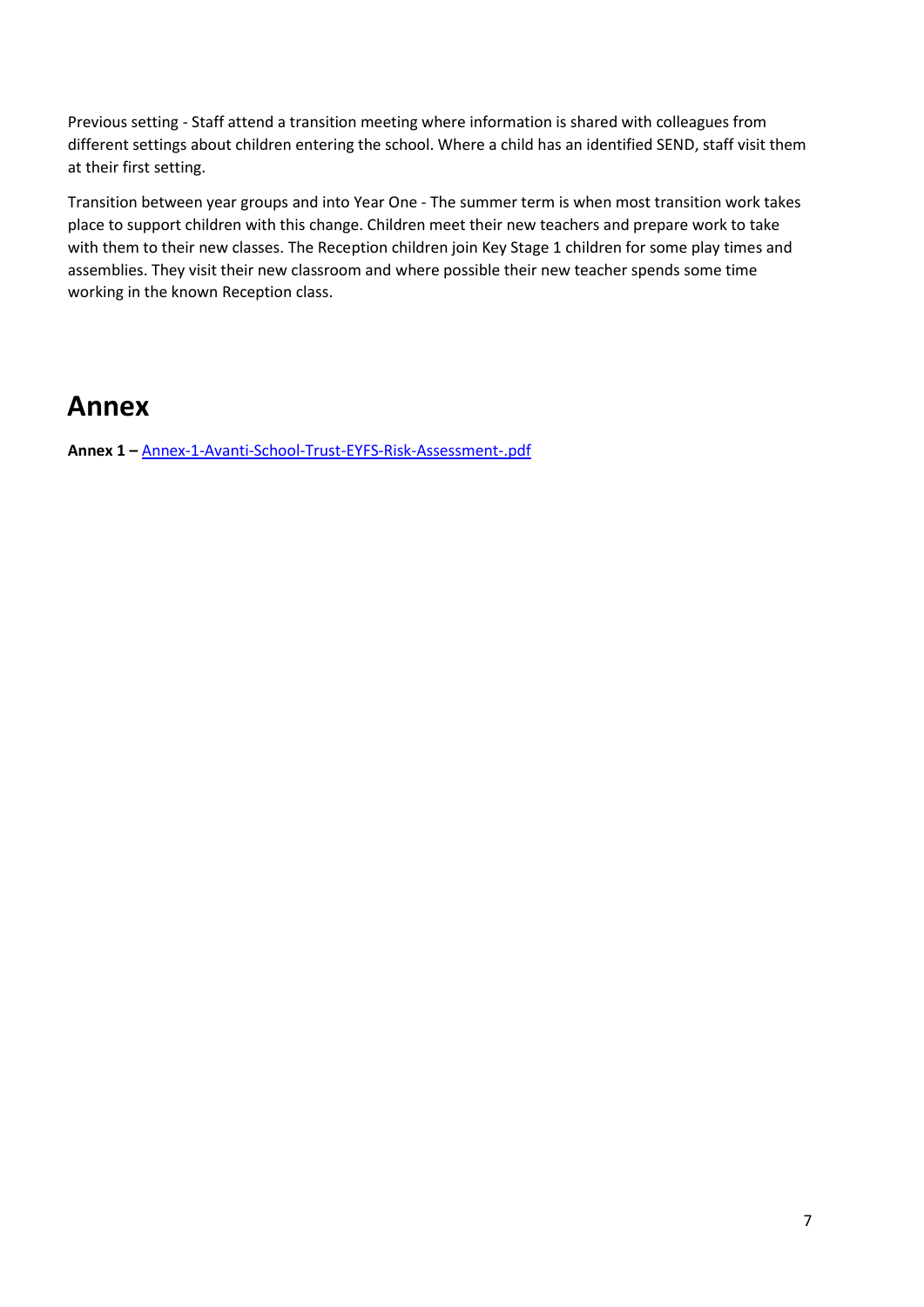Previous setting - Staff attend a transition meeting where information is shared with colleagues from different settings about children entering the school. Where a child has an identified SEND, staff visit them at their first setting.

Transition between year groups and into Year One - The summer term is when most transition work takes place to support children with this change. Children meet their new teachers and prepare work to take with them to their new classes. The Reception children join Key Stage 1 children for some play times and assemblies. They visit their new classroom and where possible their new teacher spends some time working in the known Reception class.

# Annex

**Annex 1 –** Annex-1-Avanti-School-Trust-EYFS-Risk-Assessment-.pdf